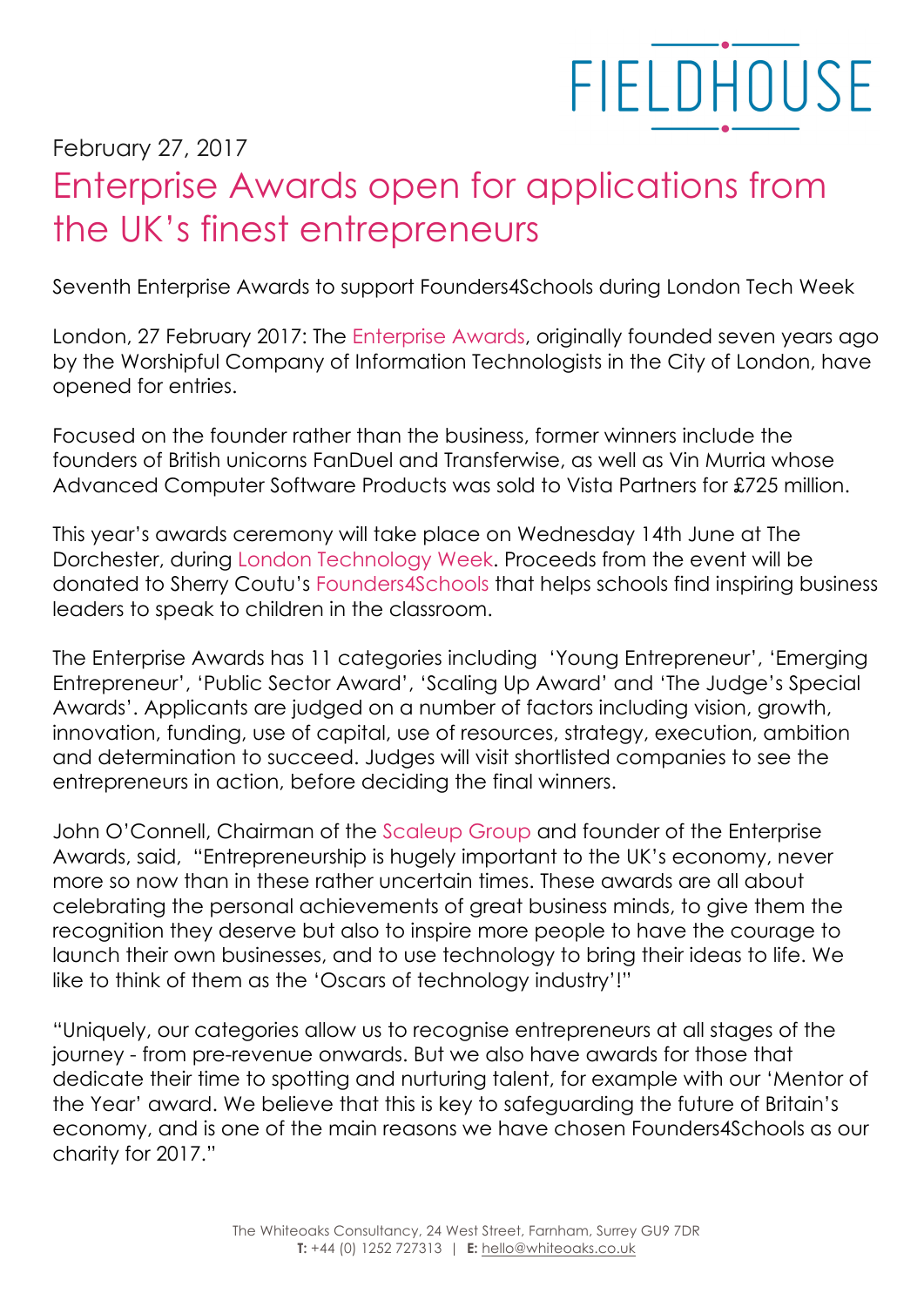FIELDHOUSE

February 27, 2017

# Enterprise Awards open for applications from the UK's finest entrepreneurs

Seventh Enterprise Awards to support Founders4Schools during London Tech Week

London, 27 February 2017: The Enterprise Awards, originally founded seven years ago by the Worshipful Company of Information Technologists in the City of London, have opened for entries.

Focused on the founder rather than the business, former winners include the founders of British unicorns FanDuel and Transferwise, as well as Vin Murria whose Advanced Computer Software Products was sold to Vista Partners for £725 million.

This year's awards ceremony will take place on Wednesday 14th June at The Dorchester, during London Technology Week. Proceeds from the event will be donated to Sherry Coutu's Founders4Schools that helps schools find inspiring business leaders to speak to children in the classroom.

The Enterprise Awards has 11 categories including 'Young Entrepreneur', 'Emerging Entrepreneur', 'Public Sector Award', 'Scaling Up Award' and 'The Judge's Special Awards'. Applicants are judged on a number of factors including vision, growth, innovation, funding, use of capital, use of resources, strategy, execution, ambition and determination to succeed. Judges will visit shortlisted companies to see the entrepreneurs in action, before deciding the final winners.

John O'Connell, Chairman of the Scaleup Group and founder of the Enterprise Awards, said, "Entrepreneurship is hugely important to the UK's economy, never more so now than in these rather uncertain times. These awards are all about celebrating the personal achievements of great business minds, to give them the recognition they deserve but also to inspire more people to have the courage to launch their own businesses, and to use technology to bring their ideas to life. We like to think of them as the 'Oscars of technology industry'!"

"Uniquely, our categories allow us to recognise entrepreneurs at all stages of the journey - from pre-revenue onwards. But we also have awards for those that dedicate their time to spotting and nurturing talent, for example with our 'Mentor of the Year' award. We believe that this is key to safeguarding the future of Britain's economy, and is one of the main reasons we have chosen Founders4Schools as our charity for 2017."

The Whiteoaks Consultancy, 24 West Street, Farnham, Surrey GU9 7DR
**T:** +44 (0) 1252 727313 | **E:** hello@whiteoaks.co.uk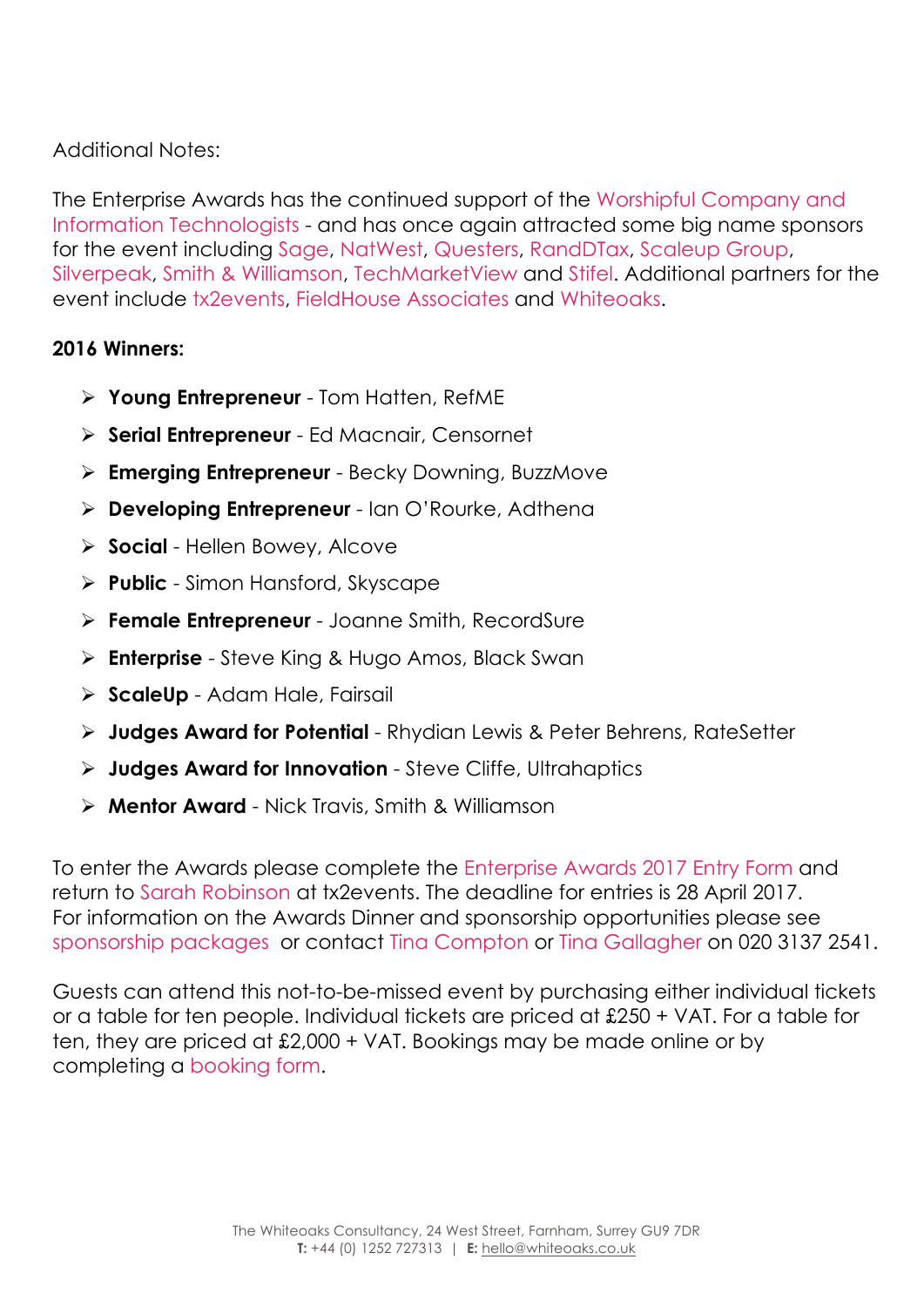Additional Notes:

The Enterprise Awards has the continued support of the Worshipful Company and Information Technologists - and has once again attracted some big name sponsors for the event including Sage, NatWest, Questers, RandDTax, Scaleup Group, Silverpeak, Smith & Williamson, TechMarketView and Stifel. Additional partners for the event include tx2events, FieldHouse Associates and Whiteoaks.

**2016 Winners:**

- **Young Entrepreneur** - Tom Hatten, RefME
- **Serial Entrepreneur** - Ed Macnair, Censornet
- **Emerging Entrepreneur** - Becky Downing, BuzzMove
- **Developing Entrepreneur** - Ian O'Rourke, Adthena
- **Social** - Hellen Bowey, Alcove
- **Public** - Simon Hansford, Skyscape
- **Female Entrepreneur** - Joanne Smith, RecordSure
- **Enterprise** - Steve King & Hugo Amos, Black Swan
- **ScaleUp** - Adam Hale, Fairsail
- **Judges Award for Potential** - Rhydian Lewis & Peter Behrens, RateSetter
- **Judges Award for Innovation** - Steve Cliffe, Ultrahaptics
- **Mentor Award** - Nick Travis, Smith & Williamson

To enter the Awards please complete the Enterprise Awards 2017 Entry Form and return to Sarah Robinson at tx2events. The deadline for entries is 28 April 2017. For information on the Awards Dinner and sponsorship opportunities please see sponsorship packages or contact Tina Compton or Tina Gallagher on 020 3137 2541.

Guests can attend this not-to-be-missed event by purchasing either individual tickets or a table for ten people. Individual tickets are priced at £250 + VAT. For a table for ten, they are priced at £2,000 + VAT. Bookings may be made online or by completing a booking form.

The Whiteoaks Consultancy, 24 West Street, Farnham, Surrey GU9 7DR
**T:** +44 (0) 1252 727313 | **E:** hello@whiteoaks.co.uk